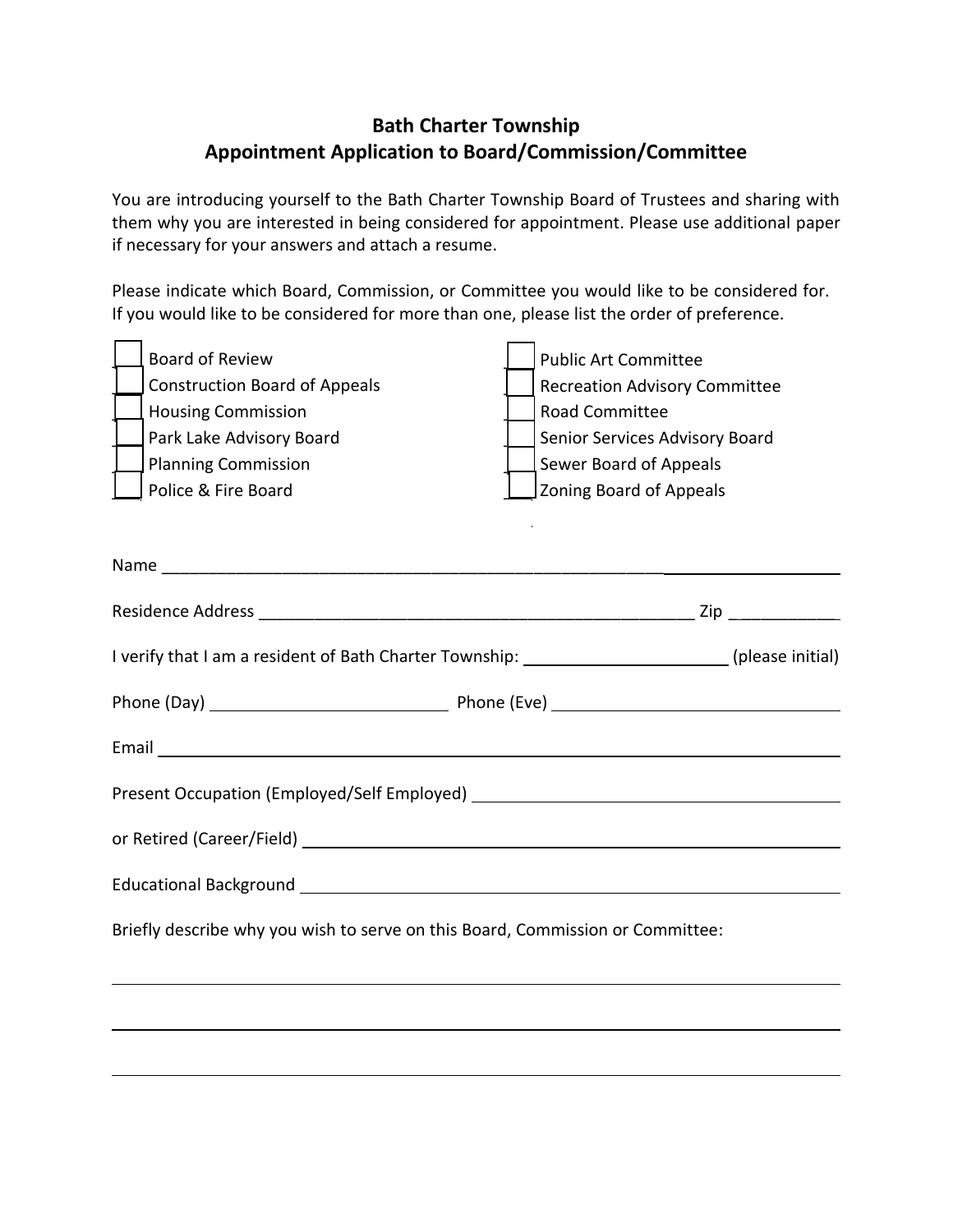# Bath Charter Township
## Appointment Application to Board/Commission/Committee

You are introducing yourself to the Bath Charter Township Board of Trustees and sharing with them why you are interested in being considered for appointment. Please use additional paper if necessary for your answers and attach a resume.

Please indicate which Board, Commission, or Committee you would like to be considered for. If you would like to be considered for more than one, please list the order of preference.

- [ ] Board of Review
- [ ] Construction Board of Appeals
- [ ] Housing Commission
- [ ] Park Lake Advisory Board
- [ ] Planning Commission
- [ ] Police & Fire Board
- [ ] Public Art Committee
- [ ] Recreation Advisory Committee
- [ ] Road Committee
- [ ] Senior Services Advisory Board
- [ ] Sewer Board of Appeals
- [ ] Zoning Board of Appeals

Name ______________________________________________________________

Residence Address ________________________________________________ Zip ___________

I verify that I am a resident of Bath Charter Township: ______________________ (please initial)

Phone (Day) _________________________ Phone (Eve) _____________________________

Email _______________________________________________________________

Present Occupation (Employed/Self Employed) ______________________________________

or Retired (Career/Field) ______________________________________________________

Educational Background ______________________________________________________

Briefly describe why you wish to serve on this Board, Commission or Committee:

_______________________________________________________________________

_______________________________________________________________________

_______________________________________________________________________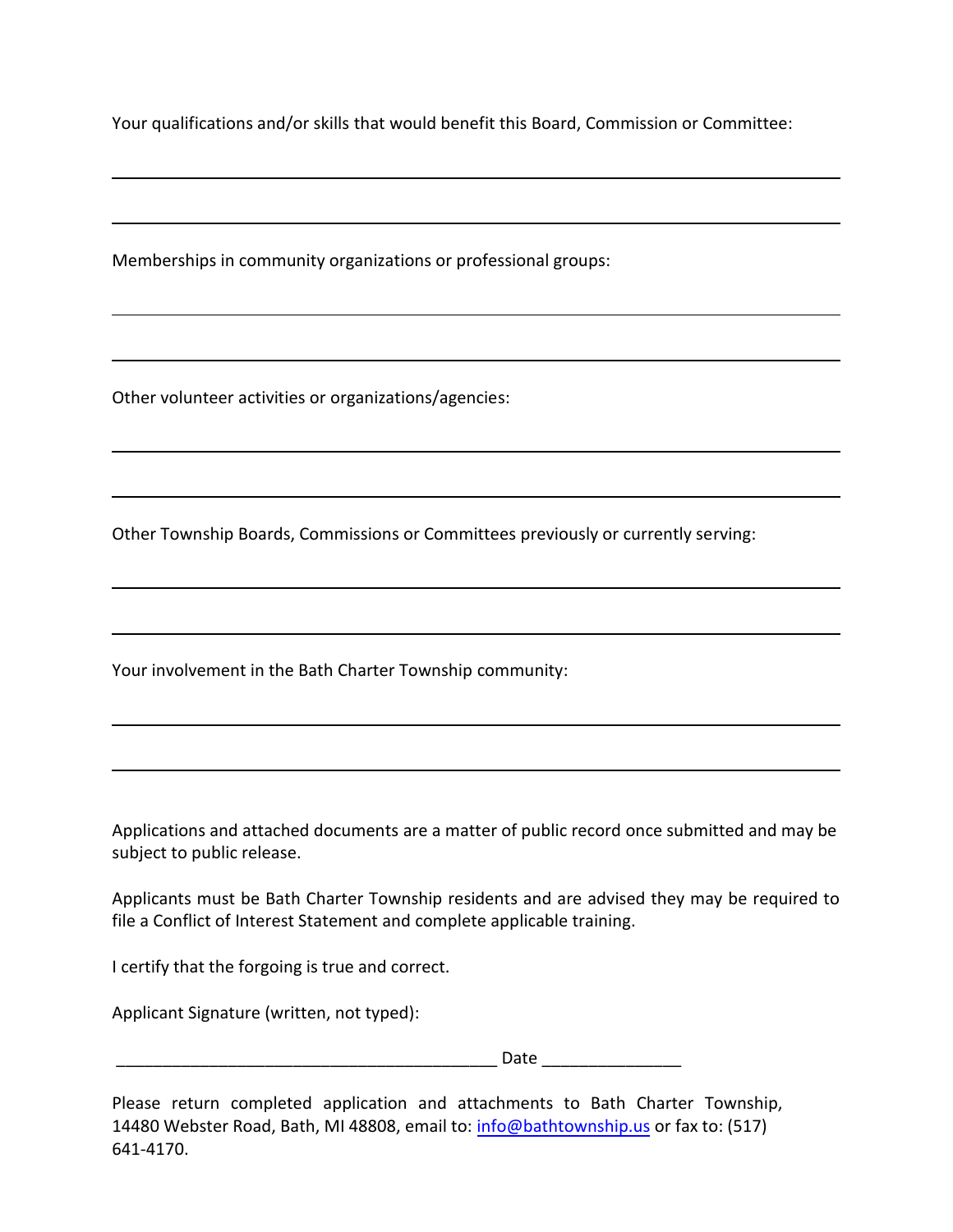Your qualifications and/or skills that would benefit this Board, Commission or Committee:

______________________________________________________________________________

______________________________________________________________________________

Memberships in community organizations or professional groups:

______________________________________________________________________________

______________________________________________________________________________

Other volunteer activities or organizations/agencies:

______________________________________________________________________________

______________________________________________________________________________

Other Township Boards, Commissions or Committees previously or currently serving:

______________________________________________________________________________

______________________________________________________________________________

Your involvement in the Bath Charter Township community:

______________________________________________________________________________

______________________________________________________________________________

Applications and attached documents are a matter of public record once submitted and may be subject to public release.

Applicants must be Bath Charter Township residents and are advised they may be required to file a Conflict of Interest Statement and complete applicable training.

I certify that the forgoing is true and correct.

Applicant Signature (written, not typed):

_________________________________________ Date ______________

Please return completed application and attachments to Bath Charter Township, 14480 Webster Road, Bath, MI 48808, email to: info@bathtownship.us or fax to: (517) 641-4170.